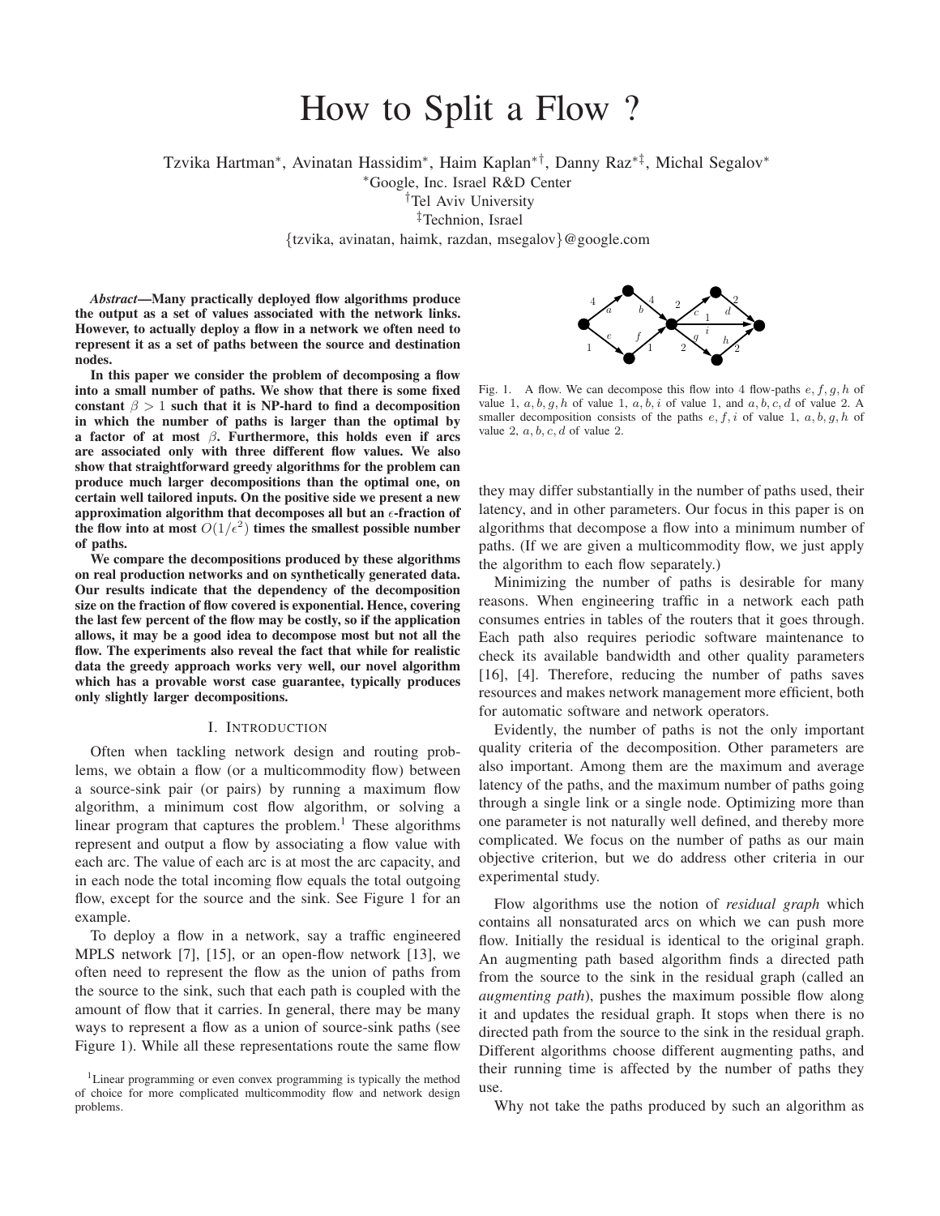# How to Split a Flow ?

Tzvika Hartman[*], Avinatan Hassidim[*], Haim Kaplan[*†], Danny Raz[*‡], Michal Segalov[*]

[*]Google, Inc. Israel R&D Center

[†]Tel Aviv University

[‡]Technion, Israel

{tzvika, avinatan, haimk, razdan, msegalov}@google.com

***Abstract*—Many practically deployed flow algorithms produce the output as a set of values associated with the network links. However, to actually deploy a flow in a network we often need to represent it as a set of paths between the source and destination nodes.**

**In this paper we consider the problem of decomposing a flow into a small number of paths. We show that there is some fixed constant $\beta > 1$ such that it is NP-hard to find a decomposition in which the number of paths is larger than the optimal by a factor of at most $\beta$. Furthermore, this holds even if arcs are associated only with three different flow values. We also show that straightforward greedy algorithms for the problem can produce much larger decompositions than the optimal one, on certain well tailored inputs. On the positive side we present a new approximation algorithm that decomposes all but an $\epsilon$-fraction of the flow into at most $O(1/\epsilon^2)$ times the smallest possible number of paths.**

**We compare the decompositions produced by these algorithms on real production networks and on synthetically generated data. Our results indicate that the dependency of the decomposition size on the fraction of flow covered is exponential. Hence, covering the last few percent of the flow may be costly, so if the application allows, it may be a good idea to decompose most but not all the flow. The experiments also reveal the fact that while for realistic data the greedy approach works very well, our novel algorithm which has a provable worst case guarantee, typically produces only slightly larger decompositions.**

## I. Introduction

Often when tackling network design and routing problems, we obtain a flow (or a multicommodity flow) between a source-sink pair (or pairs) by running a maximum flow algorithm, a minimum cost flow algorithm, or solving a linear program that captures the problem.[1] These algorithms represent and output a flow by associating a flow value with each arc. The value of each arc is at most the arc capacity, and in each node the total incoming flow equals the total outgoing flow, except for the source and the sink. See Figure 1 for an example.

To deploy a flow in a network, say a traffic engineered MPLS network [7], [15], or an open-flow network [13], we often need to represent the flow as the union of paths from the source to the sink, such that each path is coupled with the amount of flow that it carries. In general, there may be many ways to represent a flow as a union of source-sink paths (see Figure 1). While all these representations route the same flow they may differ substantially in the number of paths used, their latency, and in other parameters. Our focus in this paper is on algorithms that decompose a flow into a minimum number of paths. (If we are given a multicommodity flow, we just apply the algorithm to each flow separately.)

[1]Linear programming or even convex programming is typically the method of choice for more complicated multicommodity flow and network design problems.

Fig. 1. A flow. We can decompose this flow into 4 flow-paths $e, f, g, h$ of value 1, $a, b, g, h$ of value 1, $a, b, i$ of value 1, and $a, b, c, d$ of value 2. A smaller decomposition consists of the paths $e, f, i$ of value 1, $a, b, g, h$ of value 2, $a, b, c, d$ of value 2.

Minimizing the number of paths is desirable for many reasons. When engineering traffic in a network each path consumes entries in tables of the routers that it goes through. Each path also requires periodic software maintenance to check its available bandwidth and other quality parameters [16], [4]. Therefore, reducing the number of paths saves resources and makes network management more efficient, both for automatic software and network operators.

Evidently, the number of paths is not the only important quality criteria of the decomposition. Other parameters are also important. Among them are the maximum and average latency of the paths, and the maximum number of paths going through a single link or a single node. Optimizing more than one parameter is not naturally well defined, and thereby more complicated. We focus on the number of paths as our main objective criterion, but we do address other criteria in our experimental study.

Flow algorithms use the notion of *residual graph* which contains all nonsaturated arcs on which we can push more flow. Initially the residual is identical to the original graph. An augmenting path based algorithm finds a directed path from the source to the sink in the residual graph (called an *augmenting path*), pushes the maximum possible flow along it and updates the residual graph. It stops when there is no directed path from the source to the sink in the residual graph. Different algorithms choose different augmenting paths, and their running time is affected by the number of paths they use.

Why not take the paths produced by such an algorithm as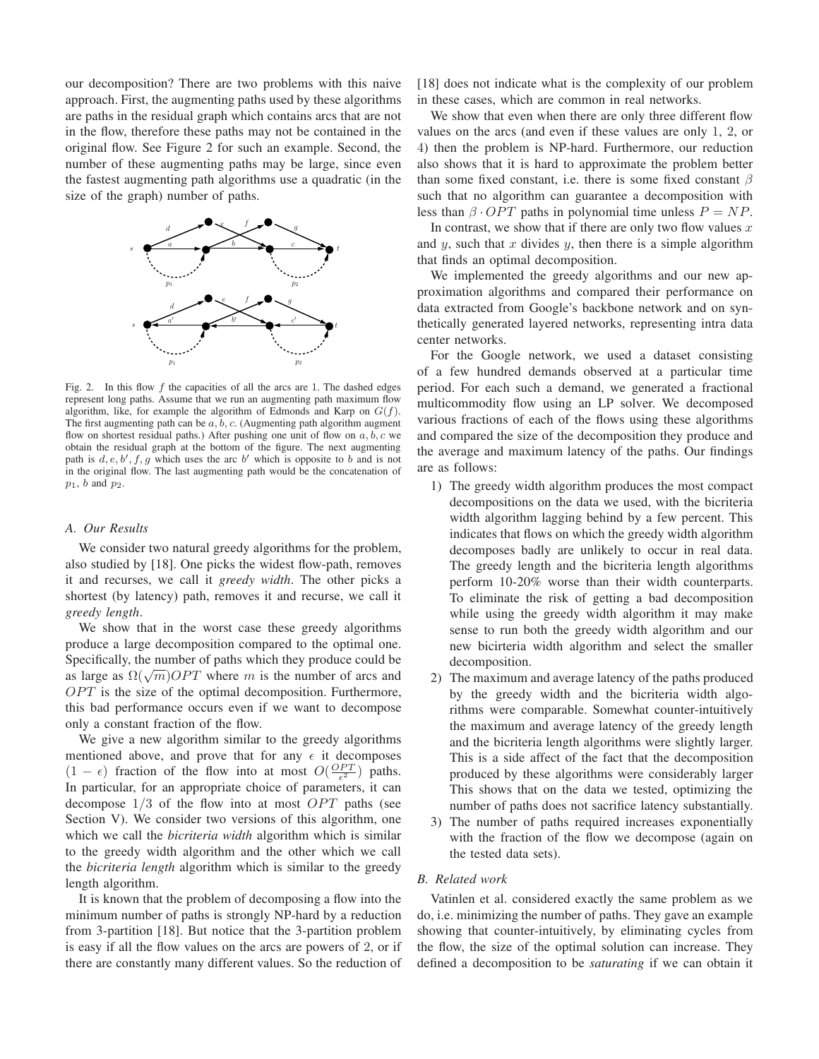our decomposition? There are two problems with this naive approach. First, the augmenting paths used by these algorithms are paths in the residual graph which contains arcs that are not in the flow, therefore these paths may not be contained in the original flow. See Figure 2 for such an example. Second, the number of these augmenting paths may be large, since even the fastest augmenting path algorithms use a quadratic (in the size of the graph) number of paths.

Fig. 2. In this flow $f$ the capacities of all the arcs are 1. The dashed edges represent long paths. Assume that we run an augmenting path maximum flow algorithm, like, for example the algorithm of Edmonds and Karp on $G(f)$. The first augmenting path can be $a, b, c$. (Augmenting path algorithm augment flow on shortest residual paths.) After pushing one unit of flow on $a, b, c$ we obtain the residual graph at the bottom of the figure. The next augmenting path is $d, e, b', f, g$ which uses the arc $b'$ which is opposite to $b$ and is not in the original flow. The last augmenting path would be the concatenation of $p_1$, $b$ and $p_2$.

### A. Our Results

We consider two natural greedy algorithms for the problem, also studied by [18]. One picks the widest flow-path, removes it and recurses, we call it *greedy width*. The other picks a shortest (by latency) path, removes it and recurse, we call it *greedy length*.

We show that in the worst case these greedy algorithms produce a large decomposition compared to the optimal one. Specifically, the number of paths which they produce could be as large as $\Omega(\sqrt{m})OPT$ where $m$ is the number of arcs and $OPT$ is the size of the optimal decomposition. Furthermore, this bad performance occurs even if we want to decompose only a constant fraction of the flow.

We give a new algorithm similar to the greedy algorithms mentioned above, and prove that for any $\epsilon$ it decomposes $(1-\epsilon)$ fraction of the flow into at most $O(\frac{OPT}{\epsilon^2})$ paths. In particular, for an appropriate choice of parameters, it can decompose $1/3$ of the flow into at most $OPT$ paths (see Section V). We consider two versions of this algorithm, one which we call the *bicriteria width* algorithm which is similar to the greedy width algorithm and the other which we call the *bicriteria length* algorithm which is similar to the greedy length algorithm.

It is known that the problem of decomposing a flow into the minimum number of paths is strongly NP-hard by a reduction from 3-partition [18]. But notice that the 3-partition problem is easy if all the flow values on the arcs are powers of 2, or if there are constantly many different values. So the reduction of [18] does not indicate what is the complexity of our problem in these cases, which are common in real networks.

We show that even when there are only three different flow values on the arcs (and even if these values are only 1, 2, or 4) then the problem is NP-hard. Furthermore, our reduction also shows that it is hard to approximate the problem better than some fixed constant, i.e. there is some fixed constant $\beta$ such that no algorithm can guarantee a decomposition with less than $\beta \cdot OPT$ paths in polynomial time unless $P = NP$.

In contrast, we show that if there are only two flow values $x$ and $y$, such that $x$ divides $y$, then there is a simple algorithm that finds an optimal decomposition.

We implemented the greedy algorithms and our new approximation algorithms and compared their performance on data extracted from Google's backbone network and on synthetically generated layered networks, representing intra data center networks.

For the Google network, we used a dataset consisting of a few hundred demands observed at a particular time period. For each such a demand, we generated a fractional multicommodity flow using an LP solver. We decomposed various fractions of each of the flows using these algorithms and compared the size of the decomposition they produce and the average and maximum latency of the paths. Our findings are as follows:

1) The greedy width algorithm produces the most compact decompositions on the data we used, with the bicriteria width algorithm lagging behind by a few percent. This indicates that flows on which the greedy width algorithm decomposes badly are unlikely to occur in real data. The greedy length and the bicriteria length algorithms perform 10-20% worse than their width counterparts. To eliminate the risk of getting a bad decomposition while using the greedy width algorithm it may make sense to run both the greedy width algorithm and our new bicirteria width algorithm and select the smaller decomposition.
2) The maximum and average latency of the paths produced by the greedy width and the bicriteria width algorithms were comparable. Somewhat counter-intuitively the maximum and average latency of the greedy length and the bicriteria length algorithms were slightly larger. This is a side affect of the fact that the decomposition produced by these algorithms were considerably larger This shows that on the data we tested, optimizing the number of paths does not sacrifice latency substantially.
3) The number of paths required increases exponentially with the fraction of the flow we decompose (again on the tested data sets).

### B. Related work

Vatinlen et al. considered exactly the same problem as we do, i.e. minimizing the number of paths. They gave an example showing that counter-intuitively, by eliminating cycles from the flow, the size of the optimal solution can increase. They defined a decomposition to be *saturating* if we can obtain it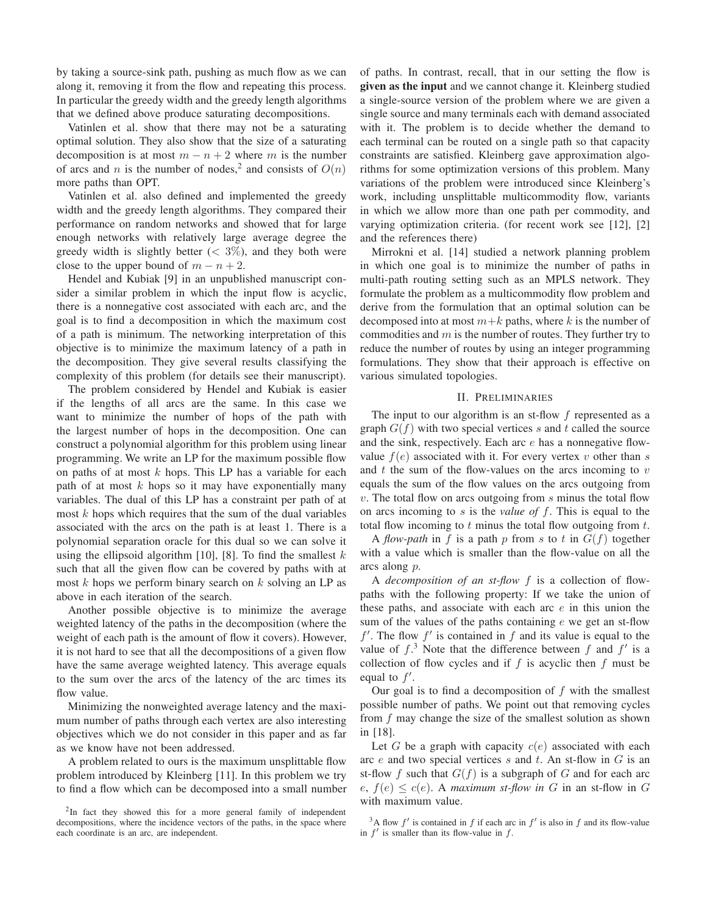by taking a source-sink path, pushing as much flow as we can along it, removing it from the flow and repeating this process. In particular the greedy width and the greedy length algorithms that we defined above produce saturating decompositions.

Vatinlen et al. show that there may not be a saturating optimal solution. They also show that the size of a saturating decomposition is at most $m - n + 2$ where $m$ is the number of arcs and $n$ is the number of nodes,[2] and consists of $O(n)$ more paths than OPT.

Vatinlen et al. also defined and implemented the greedy width and the greedy length algorithms. They compared their performance on random networks and showed that for large enough networks with relatively large average degree the greedy width is slightly better ($< 3\%$), and they both were close to the upper bound of $m - n + 2$.

Hendel and Kubiak [9] in an unpublished manuscript consider a similar problem in which the input flow is acyclic, there is a nonnegative cost associated with each arc, and the goal is to find a decomposition in which the maximum cost of a path is minimum. The networking interpretation of this objective is to minimize the maximum latency of a path in the decomposition. They give several results classifying the complexity of this problem (for details see their manuscript).

The problem considered by Hendel and Kubiak is easier if the lengths of all arcs are the same. In this case we want to minimize the number of hops of the path with the largest number of hops in the decomposition. One can construct a polynomial algorithm for this problem using linear programming. We write an LP for the maximum possible flow on paths of at most $k$ hops. This LP has a variable for each path of at most $k$ hops so it may have exponentially many variables. The dual of this LP has a constraint per path of at most $k$ hops which requires that the sum of the dual variables associated with the arcs on the path is at least 1. There is a polynomial separation oracle for this dual so we can solve it using the ellipsoid algorithm [10], [8]. To find the smallest $k$ such that all the given flow can be covered by paths with at most $k$ hops we perform binary search on $k$ solving an LP as above in each iteration of the search.

Another possible objective is to minimize the average weighted latency of the paths in the decomposition (where the weight of each path is the amount of flow it covers). However, it is not hard to see that all the decompositions of a given flow have the same average weighted latency. This average equals to the sum over the arcs of the latency of the arc times its flow value.

Minimizing the nonweighted average latency and the maximum number of paths through each vertex are also interesting objectives which we do not consider in this paper and as far as we know have not been addressed.

A problem related to ours is the maximum unsplittable flow problem introduced by Kleinberg [11]. In this problem we try to find a flow which can be decomposed into a small number of paths. In contrast, recall, that in our setting the flow is **given as the input** and we cannot change it. Kleinberg studied a single-source version of the problem where we are given a single source and many terminals each with demand associated with it. The problem is to decide whether the demand to each terminal can be routed on a single path so that capacity constraints are satisfied. Kleinberg gave approximation algorithms for some optimization versions of this problem. Many variations of the problem were introduced since Kleinberg's work, including unsplittable multicommodity flow, variants in which we allow more than one path per commodity, and varying optimization criteria. (for recent work see [12], [2] and the references there)

Mirrokni et al. [14] studied a network planning problem in which one goal is to minimize the number of paths in multi-path routing setting such as an MPLS network. They formulate the problem as a multicommodity flow problem and derive from the formulation that an optimal solution can be decomposed into at most $m+k$ paths, where $k$ is the number of commodities and $m$ is the number of routes. They further try to reduce the number of routes by using an integer programming formulations. They show that their approach is effective on various simulated topologies.

## II. Preliminaries

The input to our algorithm is an st-flow $f$ represented as a graph $G(f)$ with two special vertices $s$ and $t$ called the source and the sink, respectively. Each arc $e$ has a nonnegative flow-value $f(e)$ associated with it. For every vertex $v$ other than $s$ and $t$ the sum of the flow-values on the arcs incoming to $v$ equals the sum of the flow values on the arcs outgoing from $v$. The total flow on arcs outgoing from $s$ minus the total flow on arcs incoming to $s$ is the *value of* $f$. This is equal to the total flow incoming to $t$ minus the total flow outgoing from $t$.

A *flow-path* in $f$ is a path $p$ from $s$ to $t$ in $G(f)$ together with a value which is smaller than the flow-value on all the arcs along $p$.

A *decomposition of an st-flow* $f$ is a collection of flow-paths with the following property: If we take the union of these paths, and associate with each arc $e$ in this union the sum of the values of the paths containing $e$ we get an st-flow $f'$. The flow $f'$ is contained in $f$ and its value is equal to the value of $f$.[3] Note that the difference between $f$ and $f'$ is a collection of flow cycles and if $f$ is acyclic then $f$ must be equal to $f'$.

Our goal is to find a decomposition of $f$ with the smallest possible number of paths. We point out that removing cycles from $f$ may change the size of the smallest solution as shown in [18].

Let $G$ be a graph with capacity $c(e)$ associated with each arc $e$ and two special vertices $s$ and $t$. An st-flow in $G$ is an st-flow $f$ such that $G(f)$ is a subgraph of $G$ and for each arc $e$, $f(e) \leq c(e)$. A *maximum st-flow in* $G$ in an st-flow in $G$ with maximum value.

[2] In fact they showed this for a more general family of independent decompositions, where the incidence vectors of the paths, in the space where each coordinate is an arc, are independent.

[3] A flow $f'$ is contained in $f$ if each arc in $f'$ is also in $f$ and its flow-value in $f'$ is smaller than its flow-value in $f$.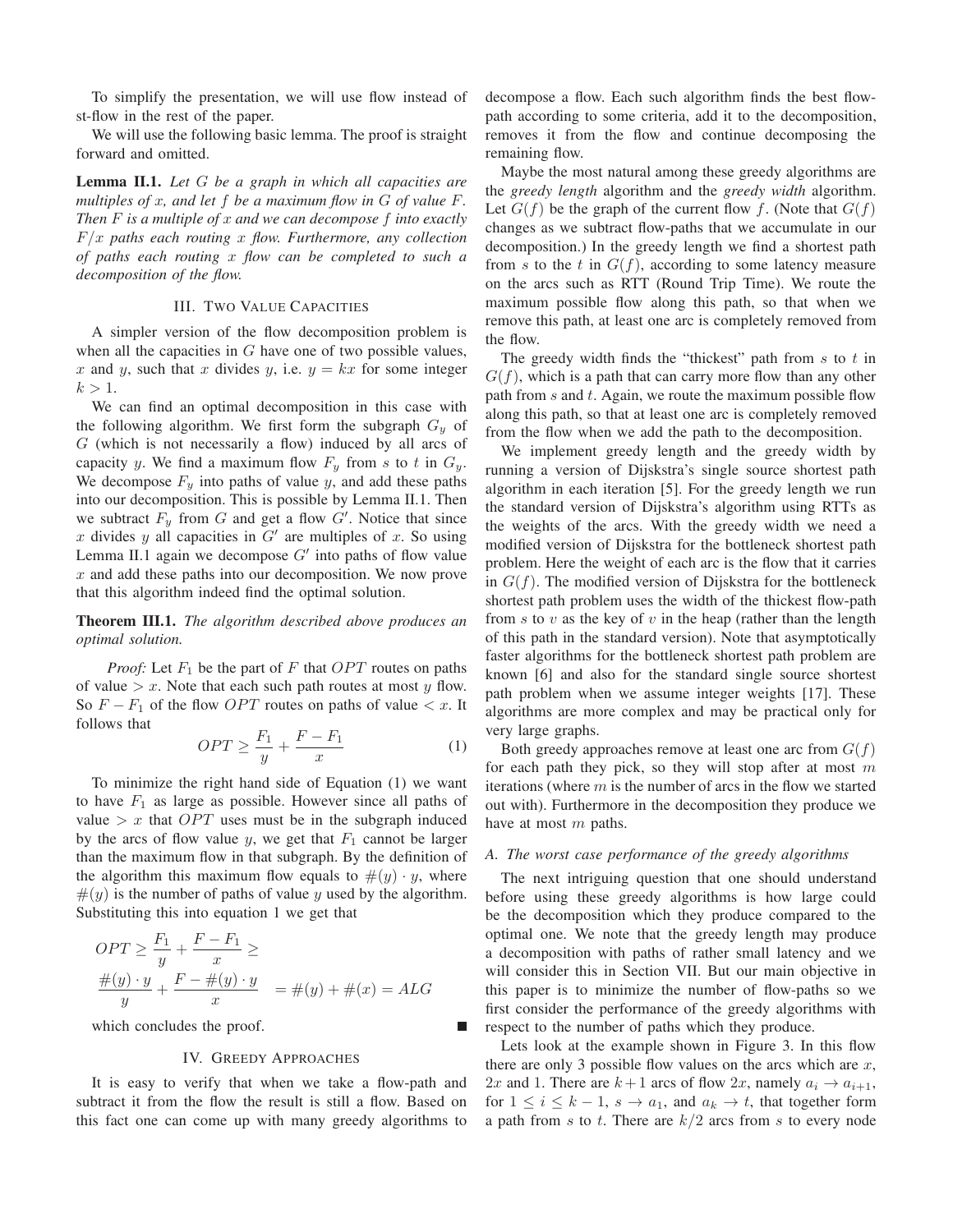To simplify the presentation, we will use flow instead of st-flow in the rest of the paper.

We will use the following basic lemma. The proof is straight forward and omitted.

**Lemma II.1.** *Let $G$ be a graph in which all capacities are multiples of $x$, and let $f$ be a maximum flow in $G$ of value $F$. Then $F$ is a multiple of $x$ and we can decompose $f$ into exactly $F/x$ paths each routing $x$ flow. Furthermore, any collection of paths each routing $x$ flow can be completed to such a decomposition of the flow.*

## III. Two Value Capacities

A simpler version of the flow decomposition problem is when all the capacities in $G$ have one of two possible values, $x$ and $y$, such that $x$ divides $y$, i.e. $y = kx$ for some integer $k > 1$.

We can find an optimal decomposition in this case with the following algorithm. We first form the subgraph $G_y$ of $G$ (which is not necessarily a flow) induced by all arcs of capacity $y$. We find a maximum flow $F_y$ from $s$ to $t$ in $G_y$. We decompose $F_y$ into paths of value $y$, and add these paths into our decomposition. This is possible by Lemma II.1. Then we subtract $F_y$ from $G$ and get a flow $G'$. Notice that since $x$ divides $y$ all capacities in $G'$ are multiples of $x$. So using Lemma II.1 again we decompose $G'$ into paths of flow value $x$ and add these paths into our decomposition. We now prove that this algorithm indeed find the optimal solution.

**Theorem III.1.** *The algorithm described above produces an optimal solution.*

*Proof:* Let $F_1$ be the part of $F$ that $OPT$ routes on paths of value $> x$. Note that each such path routes at most $y$ flow. So $F - F_1$ of the flow $OPT$ routes on paths of value $< x$. It follows that

$$OPT \geq \frac{F_1}{y} + \frac{F - F_1}{x} \quad (1)$$

To minimize the right hand side of Equation (1) we want to have $F_1$ as large as possible. However since all paths of value $> x$ that $OPT$ uses must be in the subgraph induced by the arcs of flow value $y$, we get that $F_1$ cannot be larger than the maximum flow in that subgraph. By the definition of the algorithm this maximum flow equals to $\#(y) \cdot y$, where $\#(y)$ is the number of paths of value $y$ used by the algorithm. Substituting this into equation 1 we get that

$$OPT \geq \frac{F_1}{y} + \frac{F - F_1}{x} \geq$$
$$\frac{\#(y) \cdot y}{y} + \frac{F - \#(y) \cdot y}{x} \quad = \#(y) + \#(x) = ALG$$

which concludes the proof. ■

## IV. Greedy Approaches

It is easy to verify that when we take a flow-path and subtract it from the flow the result is still a flow. Based on this fact one can come up with many greedy algorithms to decompose a flow. Each such algorithm finds the best flow-path according to some criteria, add it to the decomposition, removes it from the flow and continue decomposing the remaining flow.

Maybe the most natural among these greedy algorithms are the *greedy length* algorithm and the *greedy width* algorithm. Let $G(f)$ be the graph of the current flow $f$. (Note that $G(f)$ changes as we subtract flow-paths that we accumulate in our decomposition.) In the greedy length we find a shortest path from $s$ to the $t$ in $G(f)$, according to some latency measure on the arcs such as RTT (Round Trip Time). We route the maximum possible flow along this path, so that when we remove this path, at least one arc is completely removed from the flow.

The greedy width finds the "thickest" path from $s$ to $t$ in $G(f)$, which is a path that can carry more flow than any other path from $s$ and $t$. Again, we route the maximum possible flow along this path, so that at least one arc is completely removed from the flow when we add the path to the decomposition.

We implement greedy length and the greedy width by running a version of Dijskstra's single source shortest path algorithm in each iteration [5]. For the greedy length we run the standard version of Dijskstra's algorithm using RTTs as the weights of the arcs. With the greedy width we need a modified version of Dijskstra for the bottleneck shortest path problem. Here the weight of each arc is the flow that it carries in $G(f)$. The modified version of Dijskstra for the bottleneck shortest path problem uses the width of the thickest flow-path from $s$ to $v$ as the key of $v$ in the heap (rather than the length of this path in the standard version). Note that asymptotically faster algorithms for the bottleneck shortest path problem are known [6] and also for the standard single source shortest path problem when we assume integer weights [17]. These algorithms are more complex and may be practical only for very large graphs.

Both greedy approaches remove at least one arc from $G(f)$ for each path they pick, so they will stop after at most $m$ iterations (where $m$ is the number of arcs in the flow we started out with). Furthermore in the decomposition they produce we have at most $m$ paths.

### A. The worst case performance of the greedy algorithms

The next intriguing question that one should understand before using these greedy algorithms is how large could be the decomposition which they produce compared to the optimal one. We note that the greedy length may produce a decomposition with paths of rather small latency and we will consider this in Section VII. But our main objective in this paper is to minimize the number of flow-paths so we first consider the performance of the greedy algorithms with respect to the number of paths which they produce.

Lets look at the example shown in Figure 3. In this flow there are only 3 possible flow values on the arcs which are $x$, $2x$ and 1. There are $k+1$ arcs of flow $2x$, namely $a_i \rightarrow a_{i+1}$, for $1 \leq i \leq k-1$, $s \rightarrow a_1$, and $a_k \rightarrow t$, that together form a path from $s$ to $t$. There are $k/2$ arcs from $s$ to every node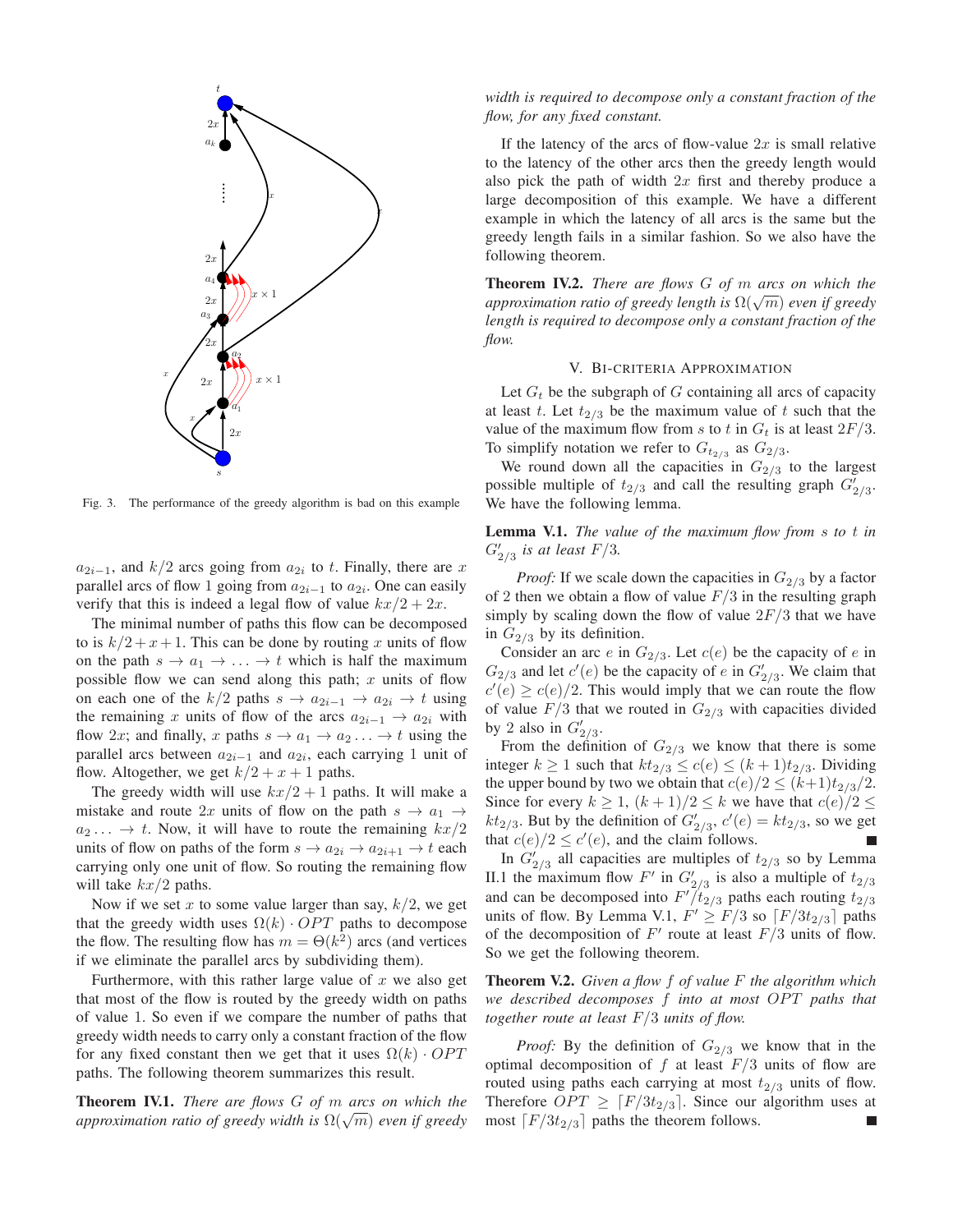Fig. 3. The performance of the greedy algorithm is bad on this example

$a_{2i-1}$, and $k/2$ arcs going from $a_{2i}$ to $t$. Finally, there are $x$ parallel arcs of flow 1 going from $a_{2i-1}$ to $a_{2i}$. One can easily verify that this is indeed a legal flow of value $kx/2 + 2x$.

The minimal number of paths this flow can be decomposed to is $k/2 + x + 1$. This can be done by routing $x$ units of flow on the path $s \to a_1 \to \ldots \to t$ which is half the maximum possible flow we can send along this path; $x$ units of flow on each one of the $k/2$ paths $s \to a_{2i-1} \to a_{2i} \to t$ using the remaining $x$ units of flow of the arcs $a_{2i-1} \to a_{2i}$ with flow $2x$; and finally, $x$ paths $s \to a_1 \to a_2 \ldots \to t$ using the parallel arcs between $a_{2i-1}$ and $a_{2i}$, each carrying 1 unit of flow. Altogether, we get $k/2 + x + 1$ paths.

The greedy width will use $kx/2 + 1$ paths. It will make a mistake and route $2x$ units of flow on the path $s \to a_1 \to a_2 \ldots \to t$. Now, it will have to route the remaining $kx/2$ units of flow on paths of the form $s \to a_{2i} \to a_{2i+1} \to t$ each carrying only one unit of flow. So routing the remaining flow will take $kx/2$ paths.

Now if we set $x$ to some value larger than say, $k/2$, we get that the greedy width uses $\Omega(k) \cdot OPT$ paths to decompose the flow. The resulting flow has $m = \Theta(k^2)$ arcs (and vertices if we eliminate the parallel arcs by subdividing them).

Furthermore, with this rather large value of $x$ we also get that most of the flow is routed by the greedy width on paths of value 1. So even if we compare the number of paths that greedy width needs to carry only a constant fraction of the flow for any fixed constant then we get that it uses $\Omega(k) \cdot OPT$ paths. The following theorem summarizes this result.

**Theorem IV.1.** *There are flows $G$ of $m$ arcs on which the approximation ratio of greedy width is $\Omega(\sqrt{m})$ even if greedy width is required to decompose only a constant fraction of the flow, for any fixed constant.*

If the latency of the arcs of flow-value $2x$ is small relative to the latency of the other arcs then the greedy length would also pick the path of width $2x$ first and thereby produce a large decomposition of this example. We have a different example in which the latency of all arcs is the same but the greedy length fails in a similar fashion. So we also have the following theorem.

**Theorem IV.2.** *There are flows $G$ of $m$ arcs on which the approximation ratio of greedy length is $\Omega(\sqrt{m})$ even if greedy length is required to decompose only a constant fraction of the flow.*

## V. Bi-criteria Approximation

Let $G_t$ be the subgraph of $G$ containing all arcs of capacity at least $t$. Let $t_{2/3}$ be the maximum value of $t$ such that the value of the maximum flow from $s$ to $t$ in $G_t$ is at least $2F/3$. To simplify notation we refer to $G_{t_{2/3}}$ as $G_{2/3}$.

We round down all the capacities in $G_{2/3}$ to the largest possible multiple of $t_{2/3}$ and call the resulting graph $G'_{2/3}$. We have the following lemma.

**Lemma V.1.** *The value of the maximum flow from $s$ to $t$ in $G'_{2/3}$ is at least $F/3$.*

*Proof:* If we scale down the capacities in $G_{2/3}$ by a factor of 2 then we obtain a flow of value $F/3$ in the resulting graph simply by scaling down the flow of value $2F/3$ that we have in $G_{2/3}$ by its definition.

Consider an arc $e$ in $G_{2/3}$. Let $c(e)$ be the capacity of $e$ in $G_{2/3}$ and let $c'(e)$ be the capacity of $e$ in $G'_{2/3}$. We claim that $c'(e) \geq c(e)/2$. This would imply that we can route the flow of value $F/3$ that we routed in $G_{2/3}$ with capacities divided by 2 also in $G'_{2/3}$.

From the definition of $G_{2/3}$ we know that there is some integer $k \geq 1$ such that $kt_{2/3} \leq c(e) \leq (k+1)t_{2/3}$. Dividing the upper bound by two we obtain that $c(e)/2 \leq (k+1)t_{2/3}/2$. Since for every $k \geq 1$, $(k+1)/2 \leq k$ we have that $c(e)/2 \leq kt_{2/3}$. But by the definition of $G'_{2/3}$, $c'(e) = kt_{2/3}$, so we get that $c(e)/2 \leq c'(e)$, and the claim follows. ∎

In $G'_{2/3}$ all capacities are multiples of $t_{2/3}$ so by Lemma II.1 the maximum flow $F'$ in $G'_{2/3}$ is also a multiple of $t_{2/3}$ and can be decomposed into $F'/t_{2/3}$ paths each routing $t_{2/3}$ units of flow. By Lemma V.1, $F' \geq F/3$ so $\lceil F/3t_{2/3} \rceil$ paths of the decomposition of $F'$ route at least $F/3$ units of flow. So we get the following theorem.

**Theorem V.2.** *Given a flow $f$ of value $F$ the algorithm which we described decomposes $f$ into at most $OPT$ paths that together route at least $F/3$ units of flow.*

*Proof:* By the definition of $G_{2/3}$ we know that in the optimal decomposition of $f$ at least $F/3$ units of flow are routed using paths each carrying at most $t_{2/3}$ units of flow. Therefore $OPT \geq \lceil F/3t_{2/3} \rceil$. Since our algorithm uses at most $\lceil F/3t_{2/3} \rceil$ paths the theorem follows. ∎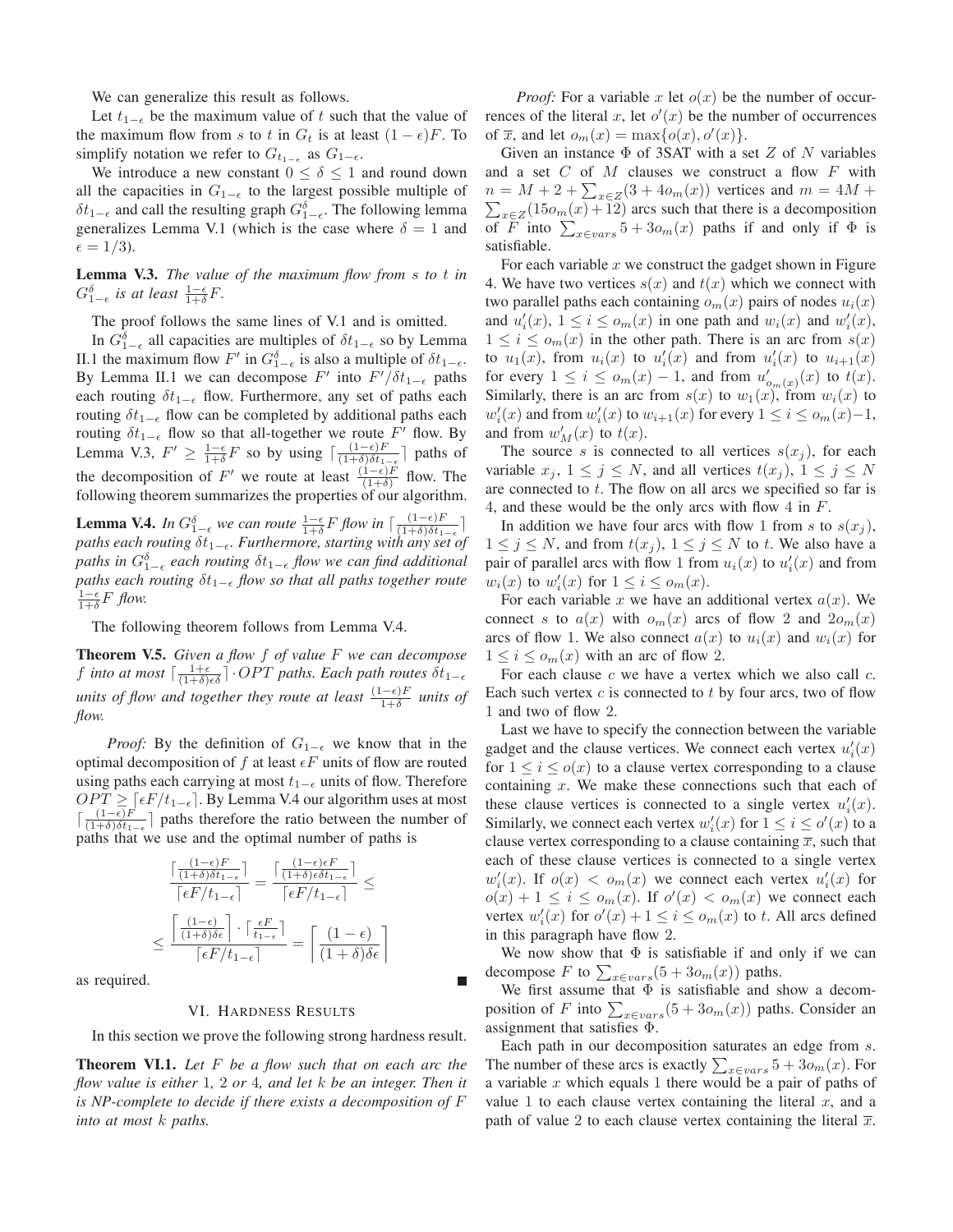We can generalize this result as follows.

Let $t_{1-\epsilon}$ be the maximum value of $t$ such that the value of the maximum flow from $s$ to $t$ in $G_t$ is at least $(1-\epsilon)F$. To simplify notation we refer to $G_{t_{1-\epsilon}}$ as $G_{1-\epsilon}$.

We introduce a new constant $0 \leq \delta \leq 1$ and round down all the capacities in $G_{1-\epsilon}$ to the largest possible multiple of $\delta t_{1-\epsilon}$ and call the resulting graph $G^{\delta}_{1-\epsilon}$. The following lemma generalizes Lemma V.1 (which is the case where $\delta = 1$ and $\epsilon = 1/3$).

**Lemma V.3.** *The value of the maximum flow from $s$ to $t$ in $G^{\delta}_{1-\epsilon}$ is at least $\frac{1-\epsilon}{1+\delta}F$.*

The proof follows the same lines of V.1 and is omitted.

In $G^{\delta}_{1-\epsilon}$ all capacities are multiples of $\delta t_{1-\epsilon}$ so by Lemma II.1 the maximum flow $F'$ in $G^{\delta}_{1-\epsilon}$ is also a multiple of $\delta t_{1-\epsilon}$. By Lemma II.1 we can decompose $F'$ into $F'/\delta t_{1-\epsilon}$ paths each routing $\delta t_{1-\epsilon}$ flow. Furthermore, any set of paths each routing $\delta t_{1-\epsilon}$ flow can be completed by additional paths each routing $\delta t_{1-\epsilon}$ flow so that all-together we route $F'$ flow. By Lemma V.3, $F' \geq \frac{1-\epsilon}{1+\delta}F$ so by using $\lceil \frac{(1-\epsilon)F}{(1+\delta)\delta t_{1-\epsilon}} \rceil$ paths of the decomposition of $F'$ we route at least $\frac{(1-\epsilon)F}{(1+\delta)}$ flow. The following theorem summarizes the properties of our algorithm.

**Lemma V.4.** *In $G^{\delta}_{1-\epsilon}$ we can route $\frac{1-\epsilon}{1+\delta}F$ flow in $\lceil \frac{(1-\epsilon)F}{(1+\delta)\delta t_{1-\epsilon}} \rceil$ paths each routing $\delta t_{1-\epsilon}$. Furthermore, starting with any set of paths in $G^{\delta}_{1-\epsilon}$ each routing $\delta t_{1-\epsilon}$ flow we can find additional paths each routing $\delta t_{1-\epsilon}$ flow so that all paths together route $\frac{1-\epsilon}{1+\delta}F$ flow.*

The following theorem follows from Lemma V.4.

**Theorem V.5.** *Given a flow $f$ of value $F$ we can decompose $f$ into at most $\lceil \frac{1+\epsilon}{(1+\delta)\epsilon\delta} \rceil \cdot OPT$ paths. Each path routes $\delta t_{1-\epsilon}$ units of flow and together they route at least $\frac{(1-\epsilon)F}{1+\delta}$ units of flow.*

*Proof:* By the definition of $G_{1-\epsilon}$ we know that in the optimal decomposition of $f$ at least $\epsilon F$ units of flow are routed using paths each carrying at most $t_{1-\epsilon}$ units of flow. Therefore $OPT \geq \lceil \epsilon F / t_{1-\epsilon} \rceil$. By Lemma V.4 our algorithm uses at most $\lceil \frac{(1-\epsilon)F}{(1+\delta)\delta t_{1-\epsilon}} \rceil$ paths therefore the ratio between the number of paths that we use and the optimal number of paths is

$$\frac{\lceil \frac{(1-\epsilon)F}{(1+\delta)\delta t_{1-\epsilon}} \rceil}{\lceil \epsilon F / t_{1-\epsilon} \rceil} = \frac{\lceil \frac{(1-\epsilon)\epsilon F}{(1+\delta)\epsilon\delta t_{1-\epsilon}} \rceil}{\lceil \epsilon F / t_{1-\epsilon} \rceil} \leq$$

$$\leq \frac{\left\lceil \frac{(1-\epsilon)}{(1+\delta)\delta\epsilon} \right\rceil \cdot \lceil \frac{\epsilon F}{t_{1-\epsilon}} \rceil}{\lceil \epsilon F / t_{1-\epsilon} \rceil} = \left\lceil \frac{(1-\epsilon)}{(1+\delta)\delta\epsilon} \right\rceil$$

as required. ∎

## VI. Hardness Results

In this section we prove the following strong hardness result.

**Theorem VI.1.** *Let $F$ be a flow such that on each arc the flow value is either 1, 2 or 4, and let $k$ be an integer. Then it is NP-complete to decide if there exists a decomposition of $F$ into at most $k$ paths.*

*Proof:* For a variable $x$ let $o(x)$ be the number of occurrences of the literal $x$, let $o'(x)$ be the number of occurrences of $\overline{x}$, and let $o_m(x) = \max\{o(x), o'(x)\}$.

Given an instance $\Phi$ of 3SAT with a set $Z$ of $N$ variables and a set $C$ of $M$ clauses we construct a flow $F$ with $n = M + 2 + \sum_{x \in Z}(3 + 4o_m(x))$ vertices and $m = 4M + \sum_{x \in Z}(15o_m(x) + 12)$ arcs such that there is a decomposition of $F$ into $\sum_{x \in vars} 5 + 3o_m(x)$ paths if and only if $\Phi$ is satisfiable.

For each variable $x$ we construct the gadget shown in Figure 4. We have two vertices $s(x)$ and $t(x)$ which we connect with two parallel paths each containing $o_m(x)$ pairs of nodes $u_i(x)$ and $u'_i(x)$, $1 \leq i \leq o_m(x)$ in one path and $w_i(x)$ and $w'_i(x)$, $1 \leq i \leq o_m(x)$ in the other path. There is an arc from $s(x)$ to $u_1(x)$, from $u_i(x)$ to $u'_i(x)$ and from $u'_i(x)$ to $u_{i+1}(x)$ for every $1 \leq i \leq o_m(x) - 1$, and from $u'_{o_m(x)}(x)$ to $t(x)$. Similarly, there is an arc from $s(x)$ to $w_1(x)$, from $w_i(x)$ to $w'_i(x)$ and from $w'_i(x)$ to $w_{i+1}(x)$ for every $1 \leq i \leq o_m(x) - 1$, and from $w'_M(x)$ to $t(x)$.

The source $s$ is connected to all vertices $s(x_j)$, for each variable $x_j$, $1 \leq j \leq N$, and all vertices $t(x_j)$, $1 \leq j \leq N$ are connected to $t$. The flow on all arcs we specified so far is 4, and these would be the only arcs with flow 4 in $F$.

In addition we have four arcs with flow 1 from $s$ to $s(x_j)$, $1 \leq j \leq N$, and from $t(x_j)$, $1 \leq j \leq N$ to $t$. We also have a pair of parallel arcs with flow 1 from $u_i(x)$ to $u'_i(x)$ and from $w_i(x)$ to $w'_i(x)$ for $1 \leq i \leq o_m(x)$.

For each variable $x$ we have an additional vertex $a(x)$. We connect $s$ to $a(x)$ with $o_m(x)$ arcs of flow 2 and $2o_m(x)$ arcs of flow 1. We also connect $a(x)$ to $u_i(x)$ and $w_i(x)$ for $1 \leq i \leq o_m(x)$ with an arc of flow 2.

For each clause $c$ we have a vertex which we also call $c$. Each such vertex $c$ is connected to $t$ by four arcs, two of flow 1 and two of flow 2.

Last we have to specify the connection between the variable gadget and the clause vertices. We connect each vertex $u'_i(x)$ for $1 \leq i \leq o(x)$ to a clause vertex corresponding to a clause containing $x$. We make these connections such that each of these clause vertices is connected to a single vertex $u'_i(x)$. Similarly, we connect each vertex $w'_i(x)$ for $1 \leq i \leq o'(x)$ to a clause vertex corresponding to a clause containing $\overline{x}$, such that each of these clause vertices is connected to a single vertex $w'_i(x)$. If $o(x) < o_m(x)$ we connect each vertex $u'_i(x)$ for $o(x) + 1 \leq i \leq o_m(x)$ to $t$. If $o'(x) < o_m(x)$ we connect each vertex $w'_i(x)$ for $o'(x) + 1 \leq i \leq o_m(x)$ to $t$. All arcs defined in this paragraph have flow 2.

We now show that $\Phi$ is satisfiable if and only if we can decompose $F$ to $\sum_{x \in vars}(5 + 3o_m(x))$ paths.

We first assume that $\Phi$ is satisfiable and show a decomposition of $F$ into $\sum_{x \in vars}(5 + 3o_m(x))$ paths. Consider an assignment that satisfies $\Phi$.

Each path in our decomposition saturates an edge from $s$. The number of these arcs is exactly $\sum_{x \in vars} 5 + 3o_m(x)$. For a variable $x$ which equals 1 there would be a pair of paths of value 1 to each clause vertex containing the literal $x$, and a path of value 2 to each clause vertex containing the literal $\overline{x}$.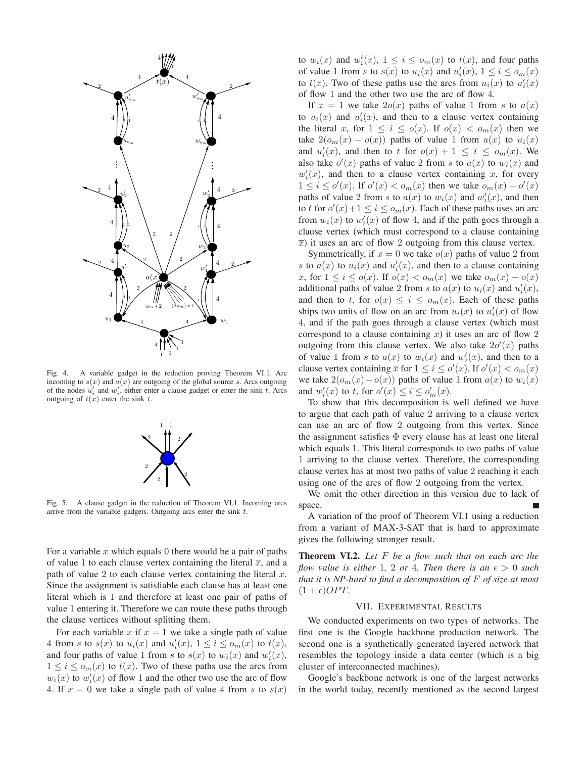Fig. 4. A variable gadget in the reduction proving Theorem VI.1. Arc incoming to $s(x)$ and $a(x)$ are outgoing of the global source $s$. Arcs outgoing of the nodes $u'_i$ and $w'_i$, either enter a clause gadget or enter the sink $t$. Arcs outgoing of $t(x)$ enter the sink $t$.

Fig. 5. A clause gadget in the reduction of Theorem VI.1. Incoming arcs arrive from the variable gadgets. Outgoing arcs enter the sink $t$.

For a variable $x$ which equals 0 there would be a pair of paths of value 1 to each clause vertex containing the literal $\overline{x}$, and a path of value 2 to each clause vertex containing the literal $x$. Since the assignment is satisfiable each clause has at least one literal which is 1 and therefore at least one pair of paths of value 1 entering it. Therefore we can route these paths through the clause vertices without splitting them.

For each variable $x$ if $x = 1$ we take a single path of value 4 from $s$ to $s(x)$ to $u_i(x)$ and $u'_i(x)$, $1 \leq i \leq o_m(x)$ to $t(x)$, and four paths of value 1 from $s$ to $s(x)$ to $w_i(x)$ and $w'_i(x)$, $1 \leq i \leq o_m(x)$ to $t(x)$. Two of these paths use the arcs from $w_i(x)$ to $w'_i(x)$ of flow 1 and the other two use the arc of flow 4. If $x = 0$ we take a single path of value 4 from $s$ to $s(x)$ to $w_i(x)$ and $w'_i(x)$, $1 \leq i \leq o_m(x)$ to $t(x)$, and four paths of value 1 from $s$ to $s(x)$ to $u_i(x)$ and $u'_i(x)$, $1 \leq i \leq o_m(x)$ to $t(x)$. Two of these paths use the arcs from $u_i(x)$ to $u'_i(x)$ of flow 1 and the other two use the arc of flow 4.

If $x = 1$ we take $2o(x)$ paths of value 1 from $s$ to $a(x)$ to $u_i(x)$ and $u'_i(x)$, and then to a clause vertex containing the literal $x$, for $1 \leq i \leq o(x)$. If $o(x) < o_m(x)$ then we take $2(o_m(x) - o(x))$ paths of value 1 from $a(x)$ to $u_i(x)$ and $u'_i(x)$, and then to $t$ for $o(x) + 1 \leq i \leq o_m(x)$. We also take $o'(x)$ paths of value 2 from $s$ to $a(x)$ to $w_i(x)$ and $w'_i(x)$, and then to a clause vertex containing $\overline{x}$, for every $1 \leq i \leq o'(x)$. If $o'(x) < o_m(x)$ then we take $o_m(x) - o'(x)$ paths of value 2 from $s$ to $a(x)$ to $w_i(x)$ and $w'_i(x)$, and then to $t$ for $o'(x)+1 \leq i \leq o_m(x)$. Each of these paths uses an arc from $w_i(x)$ to $w'_i(x)$ of flow 4, and if the path goes through a clause vertex (which must correspond to a clause containing $\overline{x}$) it uses an arc of flow 2 outgoing from this clause vertex.

Symmetrically, if $x = 0$ we take $o(x)$ paths of value 2 from $s$ to $a(x)$ to $u_i(x)$ and $u'_i(x)$, and then to a clause containing $x$, for $1 \leq i \leq o(x)$. If $o(x) < o_m(x)$ we take $o_m(x) - o(x)$ additional paths of value 2 from $s$ to $a(x)$ to $u_i(x)$ and $u'_i(x)$, and then to $t$, for $o(x) \leq i \leq o_m(x)$. Each of these paths ships two units of flow on an arc from $u_i(x)$ to $u'_i(x)$ of flow 4, and if the path goes through a clause vertex (which must correspond to a clause containing $x$) it uses an arc of flow 2 outgoing from this clause vertex. We also take $2o'(x)$ paths of value 1 from $s$ to $a(x)$ to $w_i(x)$ and $w'_i(x)$, and then to a clause vertex containing $\overline{x}$ for $1 \leq i \leq o'(x)$. If $o'(x) < o_m(x)$ we take $2(o_m(x) - o(x))$ paths of value 1 from $a(x)$ to $w_i(x)$ and $w'_i(x)$ to $t$, for $o'(x) \leq i \leq o'_m(x)$.

To show that this decomposition is well defined we have to argue that each path of value 2 arriving to a clause vertex can use an arc of flow 2 outgoing from this vertex. Since the assignment satisfies $\Phi$ every clause has at least one literal which equals 1. This literal corresponds to two paths of value 1 arriving to the clause vertex. Therefore, the corresponding clause vertex has at most two paths of value 2 reaching it each using one of the arcs of flow 2 outgoing from the vertex.

We omit the other direction in this version due to lack of space. ∎

A variation of the proof of Theorem VI.1 using a reduction from a variant of MAX-3-SAT that is hard to approximate gives the following stronger result.

**Theorem VI.2.** *Let $F$ be a flow such that on each arc the flow value is either 1, 2 or 4. Then there is an $\epsilon > 0$ such that it is NP-hard to find a decomposition of $F$ of size at most $(1+\epsilon)OPT$.*

## VII. Experimental Results

We conducted experiments on two types of networks. The first one is the Google backbone production network. The second one is a synthetically generated layered network that resembles the topology inside a data center (which is a big cluster of interconnected machines).

Google's backbone network is one of the largest networks in the world today, recently mentioned as the second largest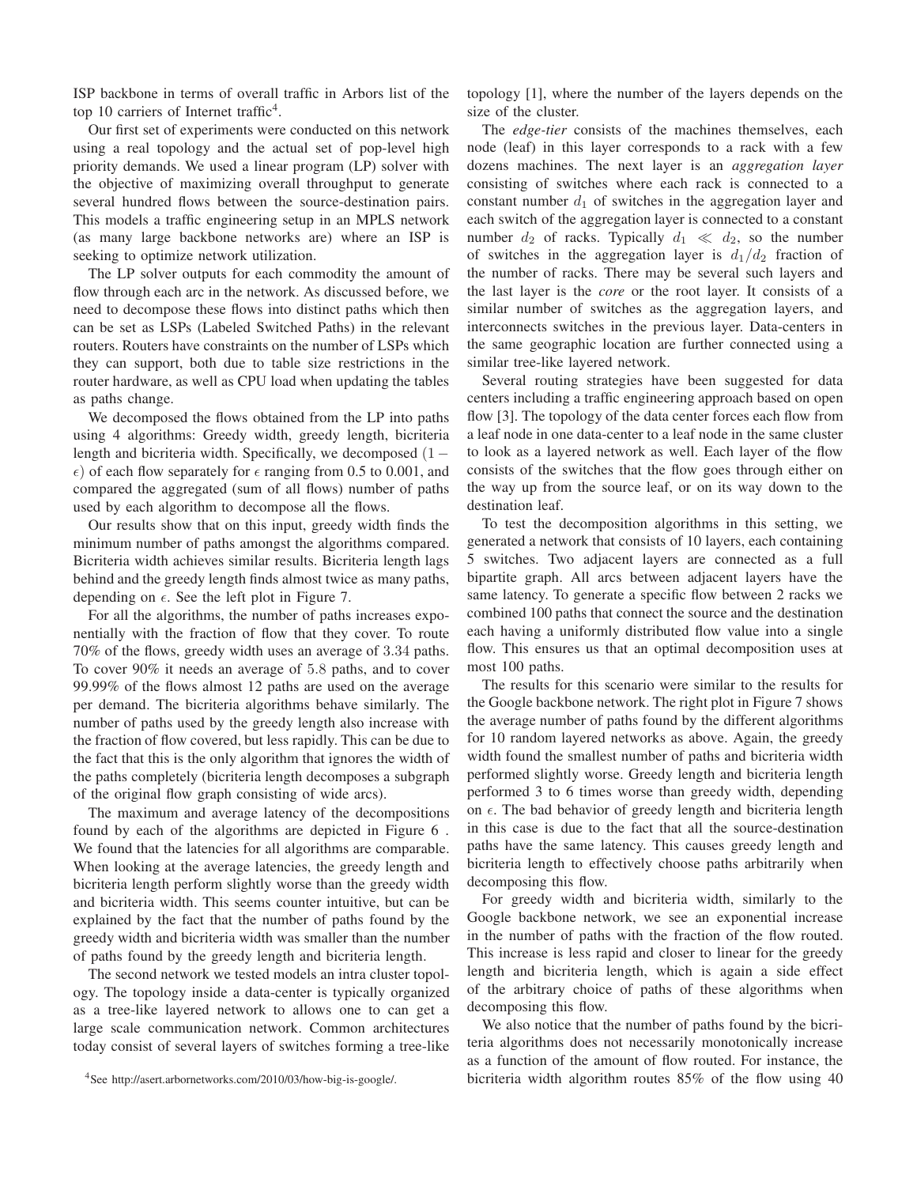ISP backbone in terms of overall traffic in Arbors list of the top 10 carriers of Internet traffic[4].

Our first set of experiments were conducted on this network using a real topology and the actual set of pop-level high priority demands. We used a linear program (LP) solver with the objective of maximizing overall throughput to generate several hundred flows between the source-destination pairs. This models a traffic engineering setup in an MPLS network (as many large backbone networks are) where an ISP is seeking to optimize network utilization.

The LP solver outputs for each commodity the amount of flow through each arc in the network. As discussed before, we need to decompose these flows into distinct paths which then can be set as LSPs (Labeled Switched Paths) in the relevant routers. Routers have constraints on the number of LSPs which they can support, both due to table size restrictions in the router hardware, as well as CPU load when updating the tables as paths change.

We decomposed the flows obtained from the LP into paths using 4 algorithms: Greedy width, greedy length, bicriteria length and bicriteria width. Specifically, we decomposed $(1-\epsilon)$ of each flow separately for $\epsilon$ ranging from 0.5 to 0.001, and compared the aggregated (sum of all flows) number of paths used by each algorithm to decompose all the flows.

Our results show that on this input, greedy width finds the minimum number of paths amongst the algorithms compared. Bicriteria width achieves similar results. Bicriteria length lags behind and the greedy length finds almost twice as many paths, depending on $\epsilon$. See the left plot in Figure 7.

For all the algorithms, the number of paths increases exponentially with the fraction of flow that they cover. To route 70% of the flows, greedy width uses an average of 3.34 paths. To cover 90% it needs an average of 5.8 paths, and to cover 99.99% of the flows almost 12 paths are used on the average per demand. The bicriteria algorithms behave similarly. The number of paths used by the greedy length also increase with the fraction of flow covered, but less rapidly. This can be due to the fact that this is the only algorithm that ignores the width of the paths completely (bicriteria length decomposes a subgraph of the original flow graph consisting of wide arcs).

The maximum and average latency of the decompositions found by each of the algorithms are depicted in Figure 6 . We found that the latencies for all algorithms are comparable. When looking at the average latencies, the greedy length and bicriteria length perform slightly worse than the greedy width and bicriteria width. This seems counter intuitive, but can be explained by the fact that the number of paths found by the greedy width and bicriteria width was smaller than the number of paths found by the greedy length and bicriteria length.

The second network we tested models an intra cluster topology. The topology inside a data-center is typically organized as a tree-like layered network to allows one to can get a large scale communication network. Common architectures today consist of several layers of switches forming a tree-like topology [1], where the number of the layers depends on the size of the cluster.

The *edge-tier* consists of the machines themselves, each node (leaf) in this layer corresponds to a rack with a few dozens machines. The next layer is an *aggregation layer* consisting of switches where each rack is connected to a constant number $d_1$ of switches in the aggregation layer and each switch of the aggregation layer is connected to a constant number $d_2$ of racks. Typically $d_1 \ll d_2$, so the number of switches in the aggregation layer is $d_1/d_2$ fraction of the number of racks. There may be several such layers and the last layer is the *core* or the root layer. It consists of a similar number of switches as the aggregation layers, and interconnects switches in the previous layer. Data-centers in the same geographic location are further connected using a similar tree-like layered network.

Several routing strategies have been suggested for data centers including a traffic engineering approach based on open flow [3]. The topology of the data center forces each flow from a leaf node in one data-center to a leaf node in the same cluster to look as a layered network as well. Each layer of the flow consists of the switches that the flow goes through either on the way up from the source leaf, or on its way down to the destination leaf.

To test the decomposition algorithms in this setting, we generated a network that consists of 10 layers, each containing 5 switches. Two adjacent layers are connected as a full bipartite graph. All arcs between adjacent layers have the same latency. To generate a specific flow between 2 racks we combined 100 paths that connect the source and the destination each having a uniformly distributed flow value into a single flow. This ensures us that an optimal decomposition uses at most 100 paths.

The results for this scenario were similar to the results for the Google backbone network. The right plot in Figure 7 shows the average number of paths found by the different algorithms for 10 random layered networks as above. Again, the greedy width found the smallest number of paths and bicriteria width performed slightly worse. Greedy length and bicriteria length performed 3 to 6 times worse than greedy width, depending on $\epsilon$. The bad behavior of greedy length and bicriteria length in this case is due to the fact that all the source-destination paths have the same latency. This causes greedy length and bicriteria length to effectively choose paths arbitrarily when decomposing this flow.

For greedy width and bicriteria width, similarly to the Google backbone network, we see an exponential increase in the number of paths with the fraction of the flow routed. This increase is less rapid and closer to linear for the greedy length and bicriteria length, which is again a side effect of the arbitrary choice of paths of these algorithms when decomposing this flow.

We also notice that the number of paths found by the bicriteria algorithms does not necessarily monotonically increase as a function of the amount of flow routed. For instance, the bicriteria width algorithm routes 85% of the flow using 40

[4] See http://asert.arbornetworks.com/2010/03/how-big-is-google/.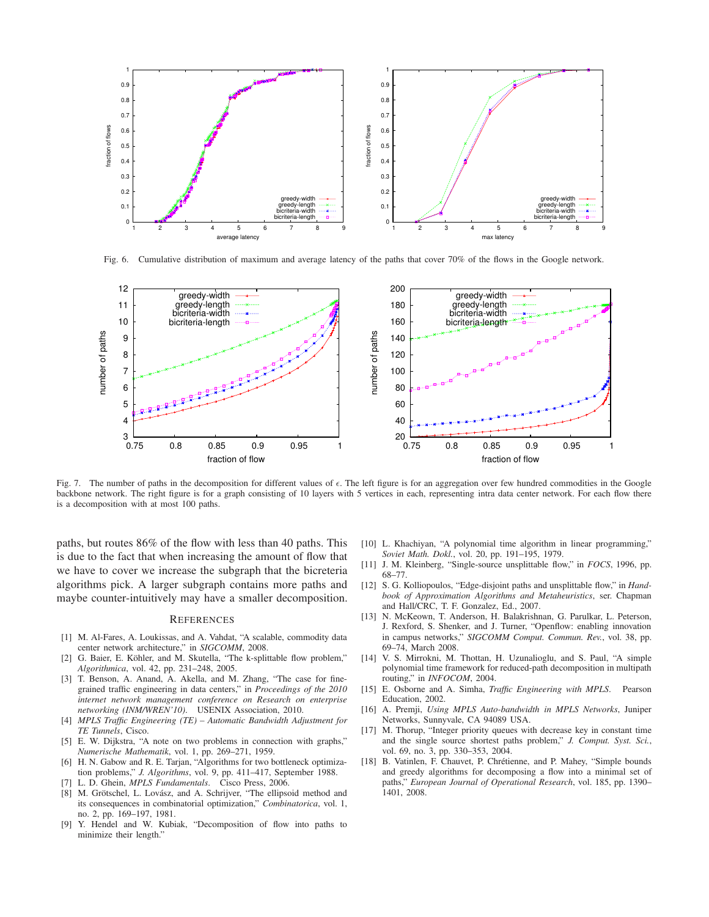fraction of flows

1 0.9 0.8 0.7 0.6 0.5 0.4 0.3 0.2 0.1 0

1 2 3 4 5 6 7 8 9

average latency

greedy-width
greedy-length
bicriteria-width
bicriteria-length

fraction of flows

1 0.9 0.8 0.7 0.6 0.5 0.4 0.3 0.2 0.1 0

1 2 3 4 5 6 7 8 9

max latency

greedy-width
greedy-length
bicriteria-width
bicriteria-length

Fig. 6. Cumulative distribution of maximum and average latency of the paths that cover 70% of the flows in the Google network.

number of paths

12 11 10 9 8 7 6 5 4 3

0.75 0.8 0.85 0.9 0.95 1

fraction of flow

greedy-width
greedy-length
bicriteria-width
bicriteria-length

number of paths

200 180 160 140 120 100 80 60 40 20

0.75 0.8 0.85 0.9 0.95 1

fraction of flow

greedy-width
greedy-length
bicriteria-width
bicriteria-length

Fig. 7. The number of paths in the decomposition for different values of $\epsilon$. The left figure is for an aggregation over few hundred commodities in the Google backbone network. The right figure is for a graph consisting of 10 layers with 5 vertices in each, representing intra data center network. For each flow there is a decomposition with at most 100 paths.

paths, but routes 86% of the flow with less than 40 paths. This is due to the fact that when increasing the amount of flow that we have to cover we increase the subgraph that the bicreteria algorithms pick. A larger subgraph contains more paths and maybe counter-intuitively may have a smaller decomposition.

## References

[1] M. Al-Fares, A. Loukissas, and A. Vahdat, "A scalable, commodity data center network architecture," in *SIGCOMM*, 2008.

[2] G. Baier, E. Köhler, and M. Skutella, "The k-splittable flow problem," *Algorithmica*, vol. 42, pp. 231–248, 2005.

[3] T. Benson, A. Anand, A. Akella, and M. Zhang, "The case for fine-grained traffic engineering in data centers," in *Proceedings of the 2010 internet network management conference on Research on enterprise networking (INM/WREN'10)*. USENIX Association, 2010.

[4] *MPLS Traffic Engineering (TE) – Automatic Bandwidth Adjustment for TE Tunnels*, Cisco.

[5] E. W. Dijkstra, "A note on two problems in connection with graphs," *Numerische Mathematik*, vol. 1, pp. 269–271, 1959.

[6] H. N. Gabow and R. E. Tarjan, "Algorithms for two bottleneck optimization problems," *J. Algorithms*, vol. 9, pp. 411–417, September 1988.

[7] L. D. Ghein, *MPLS Fundamentals*. Cisco Press, 2006.

[8] M. Grötschel, L. Lovász, and A. Schrijver, "The ellipsoid method and its consequences in combinatorial optimization," *Combinatorica*, vol. 1, no. 2, pp. 169–197, 1981.

[9] Y. Hendel and W. Kubiak, "Decomposition of flow into paths to minimize their length."

[10] L. Khachiyan, "A polynomial time algorithm in linear programming," *Soviet Math. Dokl.*, vol. 20, pp. 191–195, 1979.

[11] J. M. Kleinberg, "Single-source unsplittable flow," in *FOCS*, 1996, pp. 68–77.

[12] S. G. Kolliopoulos, "Edge-disjoint paths and unsplittable flow," in *Handbook of Approximation Algorithms and Metaheuristics*, ser. Chapman and Hall/CRC, T. F. Gonzalez, Ed., 2007.

[13] N. McKeown, T. Anderson, H. Balakrishnan, G. Parulkar, L. Peterson, J. Rexford, S. Shenker, and J. Turner, "Openflow: enabling innovation in campus networks," *SIGCOMM Comput. Commun. Rev.*, vol. 38, pp. 69–74, March 2008.

[14] V. S. Mirrokni, M. Thottan, H. Uzunalioglu, and S. Paul, "A simple polynomial time framework for reduced-path decomposition in multipath routing," in *INFOCOM*, 2004.

[15] E. Osborne and A. Simha, *Traffic Engineering with MPLS*. Pearson Education, 2002.

[16] A. Premji, *Using MPLS Auto-bandwidth in MPLS Networks*, Juniper Networks, Sunnyvale, CA 94089 USA.

[17] M. Thorup, "Integer priority queues with decrease key in constant time and the single source shortest paths problem," *J. Comput. Syst. Sci.*, vol. 69, no. 3, pp. 330–353, 2004.

[18] B. Vatinlen, F. Chauvet, P. Chrétienne, and P. Mahey, "Simple bounds and greedy algorithms for decomposing a flow into a minimal set of paths," *European Journal of Operational Research*, vol. 185, pp. 1390–1401, 2008.